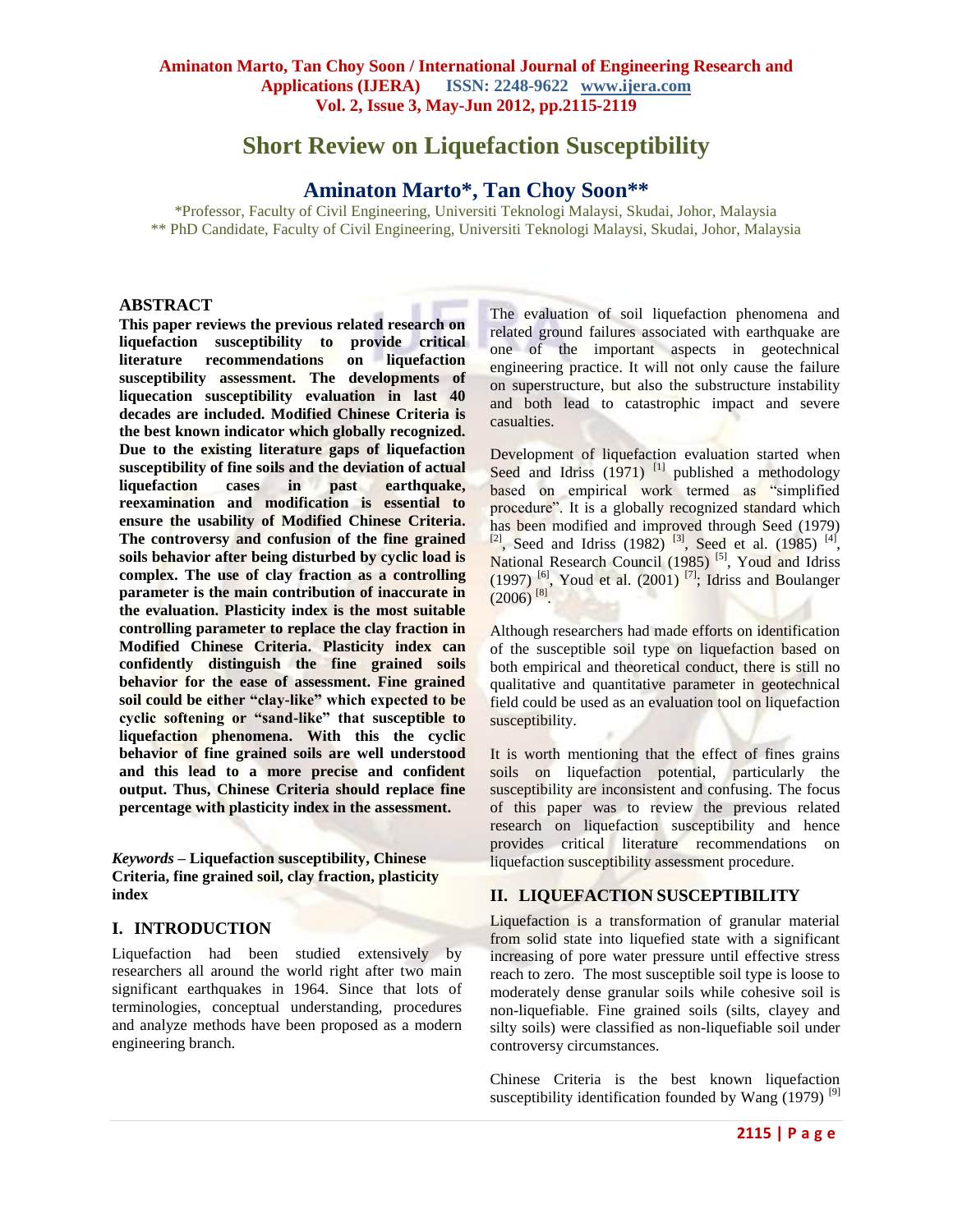# Short Review on Liquefaction Susceptibility

## Aminaton Marto*, Tan Choy Soon**

*Professor, Faculty of Civil Engineering, Universiti Teknologi Malaysi, Skudai, Johor, Malaysia
** PhD Candidate, Faculty of Civil Engineering, Universiti Teknologi Malaysi, Skudai, Johor, Malaysia

## ABSTRACT

**This paper reviews the previous related research on liquefaction susceptibility to provide critical literature recommendations on liquefaction susceptibility assessment. The developments of liquecation susceptibility evaluation in last 40 decades are included. Modified Chinese Criteria is the best known indicator which globally recognized. Due to the existing literature gaps of liquefaction susceptibility of fine soils and the deviation of actual liquefaction cases in past earthquake, reexamination and modification is essential to ensure the usability of Modified Chinese Criteria. The controversy and confusion of the fine grained soils behavior after being disturbed by cyclic load is complex. The use of clay fraction as a controlling parameter is the main contribution of inaccurate in the evaluation. Plasticity index is the most suitable controlling parameter to replace the clay fraction in Modified Chinese Criteria. Plasticity index can confidently distinguish the fine grained soils behavior for the ease of assessment. Fine grained soil could be either "clay-like" which expected to be cyclic softening or "sand-like" that susceptible to liquefaction phenomena. With this the cyclic behavior of fine grained soils are well understood and this lead to a more precise and confident output. Thus, Chinese Criteria should replace fine percentage with plasticity index in the assessment.**

***Keywords*** **– Liquefaction susceptibility, Chinese Criteria, fine grained soil, clay fraction, plasticity index**

## I. INTRODUCTION

Liquefaction had been studied extensively by researchers all around the world right after two main significant earthquakes in 1964. Since that lots of terminologies, conceptual understanding, procedures and analyze methods have been proposed as a modern engineering branch.

The evaluation of soil liquefaction phenomena and related ground failures associated with earthquake are one of the important aspects in geotechnical engineering practice. It will not only cause the failure on superstructure, but also the substructure instability and both lead to catastrophic impact and severe casualties.

Development of liquefaction evaluation started when Seed and Idriss (1971) [1] published a methodology based on empirical work termed as "simplified procedure". It is a globally recognized standard which has been modified and improved through Seed (1979) [2], Seed and Idriss (1982) [3], Seed et al. (1985) [4], National Research Council (1985) [5], Youd and Idriss (1997) [6], Youd et al. (2001) [7]; Idriss and Boulanger (2006) [8].

Although researchers had made efforts on identification of the susceptible soil type on liquefaction based on both empirical and theoretical conduct, there is still no qualitative and quantitative parameter in geotechnical field could be used as an evaluation tool on liquefaction susceptibility.

It is worth mentioning that the effect of fines grains soils on liquefaction potential, particularly the susceptibility are inconsistent and confusing. The focus of this paper was to review the previous related research on liquefaction susceptibility and hence provides critical literature recommendations on liquefaction susceptibility assessment procedure.

## II. LIQUEFACTION SUSCEPTIBILITY

Liquefaction is a transformation of granular material from solid state into liquefied state with a significant increasing of pore water pressure until effective stress reach to zero. The most susceptible soil type is loose to moderately dense granular soils while cohesive soil is non-liquefiable. Fine grained soils (silts, clayey and silty soils) were classified as non-liquefiable soil under controversy circumstances.

Chinese Criteria is the best known liquefaction susceptibility identification founded by Wang (1979) [9]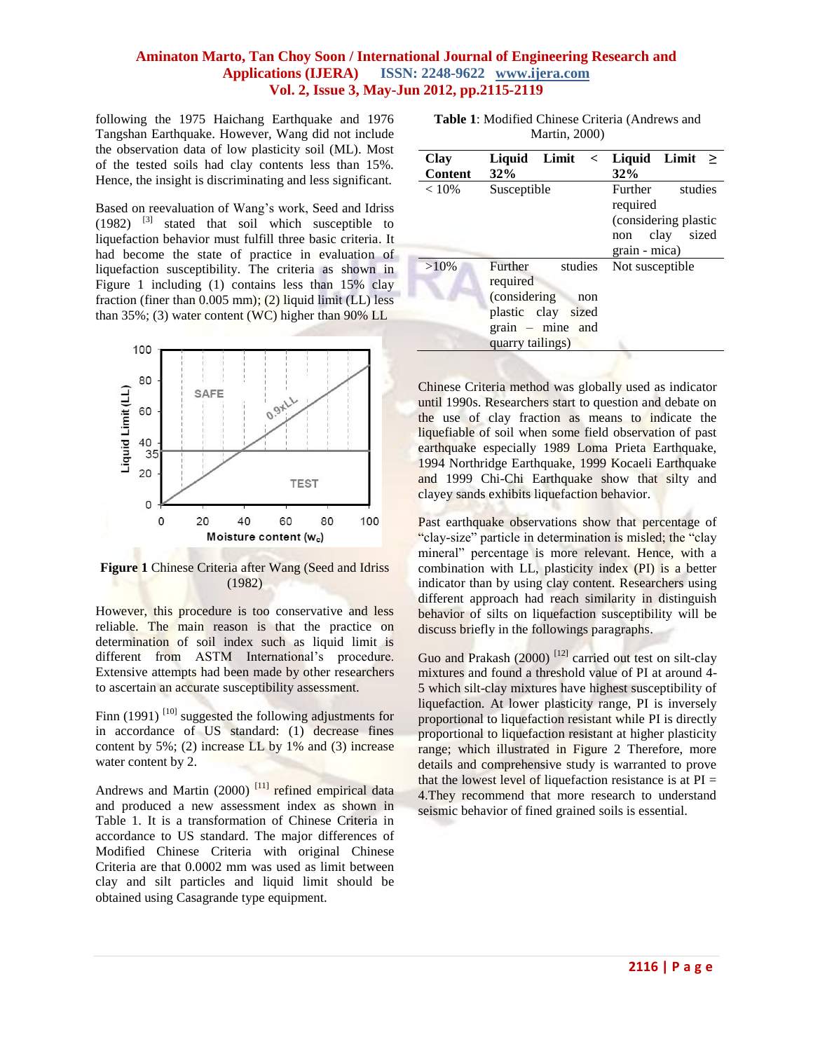following the 1975 Haichang Earthquake and 1976 Tangshan Earthquake. However, Wang did not include the observation data of low plasticity soil (ML). Most of the tested soils had clay contents less than 15%. Hence, the insight is discriminating and less significant.

Based on reevaluation of Wang's work, Seed and Idriss (1982) [3] stated that soil which susceptible to liquefaction behavior must fulfill three basic criteria. It had become the state of practice in evaluation of liquefaction susceptibility. The criteria as shown in Figure 1 including (1) contains less than 15% clay fraction (finer than 0.005 mm); (2) liquid limit (LL) less than 35%; (3) water content (WC) higher than 90% LL

**Figure 1** Chinese Criteria after Wang (Seed and Idriss (1982)

However, this procedure is too conservative and less reliable. The main reason is that the practice on determination of soil index such as liquid limit is different from ASTM International's procedure. Extensive attempts had been made by other researchers to ascertain an accurate susceptibility assessment.

Finn (1991) [10] suggested the following adjustments for in accordance of US standard: (1) decrease fines content by 5%; (2) increase LL by 1% and (3) increase water content by 2.

Andrews and Martin (2000) [11] refined empirical data and produced a new assessment index as shown in Table 1. It is a transformation of Chinese Criteria in accordance to US standard. The major differences of Modified Chinese Criteria with original Chinese Criteria are that 0.0002 mm was used as limit between clay and silt particles and liquid limit should be obtained using Casagrande type equipment.

**Table 1**: Modified Chinese Criteria (Andrews and Martin, 2000)

| Clay Content | Liquid Limit < 32% | Liquid Limit ≥ 32% |
|---|---|---|
| < 10% | Susceptible | Further studies required (considering plastic non clay sized grain - mica) |
| >10% | Further studies required (considering non plastic clay sized grain – mine and quarry tailings) | Not susceptible |

Chinese Criteria method was globally used as indicator until 1990s. Researchers start to question and debate on the use of clay fraction as means to indicate the liquefiable of soil when some field observation of past earthquake especially 1989 Loma Prieta Earthquake, 1994 Northridge Earthquake, 1999 Kocaeli Earthquake and 1999 Chi-Chi Earthquake show that silty and clayey sands exhibits liquefaction behavior.

Past earthquake observations show that percentage of "clay-size" particle in determination is misled; the "clay mineral" percentage is more relevant. Hence, with a combination with LL, plasticity index (PI) is a better indicator than by using clay content. Researchers using different approach had reach similarity in distinguish behavior of silts on liquefaction susceptibility will be discuss briefly in the followings paragraphs.

Guo and Prakash (2000) [12] carried out test on silt-clay mixtures and found a threshold value of PI at around 4-5 which silt-clay mixtures have highest susceptibility of liquefaction. At lower plasticity range, PI is inversely proportional to liquefaction resistant while PI is directly proportional to liquefaction resistant at higher plasticity range; which illustrated in Figure 2 Therefore, more details and comprehensive study is warranted to prove that the lowest level of liquefaction resistance is at PI = 4.They recommend that more research to understand seismic behavior of fined grained soils is essential.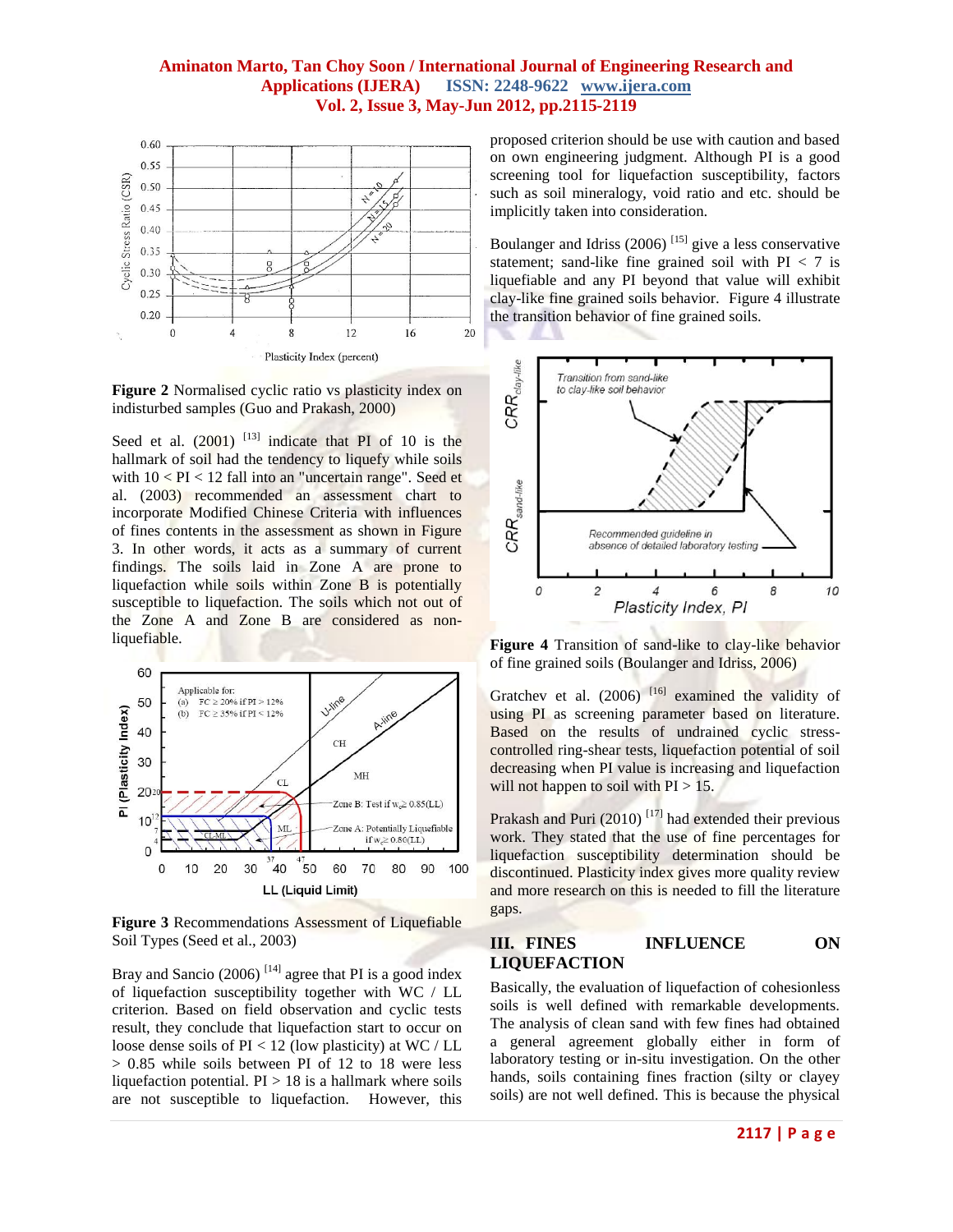**Figure 2** Normalised cyclic ratio vs plasticity index on indisturbed samples (Guo and Prakash, 2000)

Seed et al. (2001) [13] indicate that PI of 10 is the hallmark of soil had the tendency to liquefy while soils with 10 < PI < 12 fall into an "uncertain range". Seed et al. (2003) recommended an assessment chart to incorporate Modified Chinese Criteria with influences of fines contents in the assessment as shown in Figure 3. In other words, it acts as a summary of current findings. The soils laid in Zone A are prone to liquefaction while soils within Zone B is potentially susceptible to liquefaction. The soils which not out of the Zone A and Zone B are considered as non-liquefiable.

**Figure 3** Recommendations Assessment of Liquefiable Soil Types (Seed et al., 2003)

Bray and Sancio (2006) [14] agree that PI is a good index of liquefaction susceptibility together with WC / LL criterion. Based on field observation and cyclic tests result, they conclude that liquefaction start to occur on loose dense soils of PI < 12 (low plasticity) at WC / LL > 0.85 while soils between PI of 12 to 18 were less liquefaction potential. PI > 18 is a hallmark where soils are not susceptible to liquefaction. However, this proposed criterion should be use with caution and based on own engineering judgment. Although PI is a good screening tool for liquefaction susceptibility, factors such as soil mineralogy, void ratio and etc. should be implicitly taken into consideration.

Boulanger and Idriss (2006) [15] give a less conservative statement; sand-like fine grained soil with PI < 7 is liquefiable and any PI beyond that value will exhibit clay-like fine grained soils behavior. Figure 4 illustrate the transition behavior of fine grained soils.

**Figure 4** Transition of sand-like to clay-like behavior of fine grained soils (Boulanger and Idriss, 2006)

Gratchev et al. (2006) [16] examined the validity of using PI as screening parameter based on literature. Based on the results of undrained cyclic stress-controlled ring-shear tests, liquefaction potential of soil decreasing when PI value is increasing and liquefaction will not happen to soil with PI > 15.

Prakash and Puri (2010) [17] had extended their previous work. They stated that the use of fine percentages for liquefaction susceptibility determination should be discontinued. Plasticity index gives more quality review and more research on this is needed to fill the literature gaps.

## III. FINES INFLUENCE ON LIQUEFACTION

Basically, the evaluation of liquefaction of cohesionless soils is well defined with remarkable developments. The analysis of clean sand with few fines had obtained a general agreement globally either in form of laboratory testing or in-situ investigation. On the other hands, soils containing fines fraction (silty or clayey soils) are not well defined. This is because the physical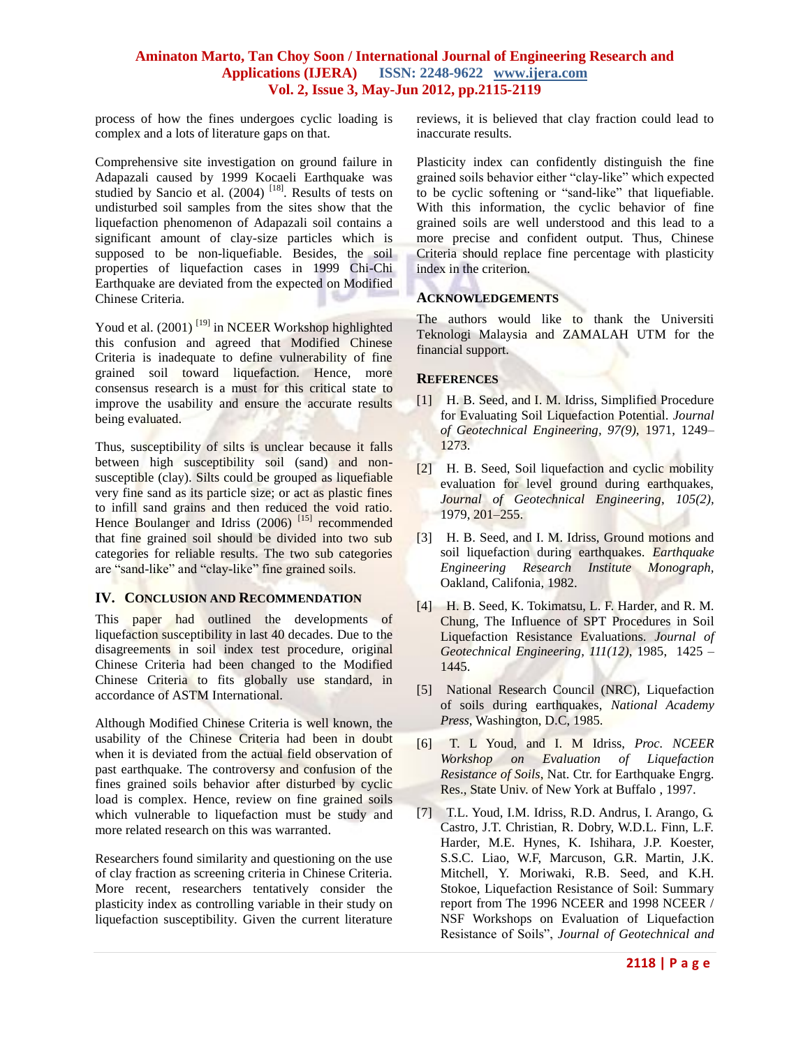process of how the fines undergoes cyclic loading is complex and a lots of literature gaps on that.

Comprehensive site investigation on ground failure in Adapazali caused by 1999 Kocaeli Earthquake was studied by Sancio et al. (2004) [18]. Results of tests on undisturbed soil samples from the sites show that the liquefaction phenomenon of Adapazali soil contains a significant amount of clay-size particles which is supposed to be non-liquefiable. Besides, the soil properties of liquefaction cases in 1999 Chi-Chi Earthquake are deviated from the expected on Modified Chinese Criteria.

Youd et al. (2001) [19] in NCEER Workshop highlighted this confusion and agreed that Modified Chinese Criteria is inadequate to define vulnerability of fine grained soil toward liquefaction. Hence, more consensus research is a must for this critical state to improve the usability and ensure the accurate results being evaluated.

Thus, susceptibility of silts is unclear because it falls between high susceptibility soil (sand) and non-susceptible (clay). Silts could be grouped as liquefiable very fine sand as its particle size; or act as plastic fines to infill sand grains and then reduced the void ratio. Hence Boulanger and Idriss (2006) [15] recommended that fine grained soil should be divided into two sub categories for reliable results. The two sub categories are "sand-like" and "clay-like" fine grained soils.

## IV. Conclusion and Recommendation

This paper had outlined the developments of liquefaction susceptibility in last 40 decades. Due to the disagreements in soil index test procedure, original Chinese Criteria had been changed to the Modified Chinese Criteria to fits globally use standard, in accordance of ASTM International.

Although Modified Chinese Criteria is well known, the usability of the Chinese Criteria had been in doubt when it is deviated from the actual field observation of past earthquake. The controversy and confusion of the fines grained soils behavior after disturbed by cyclic load is complex. Hence, review on fine grained soils which vulnerable to liquefaction must be study and more related research on this was warranted.

Researchers found similarity and questioning on the use of clay fraction as screening criteria in Chinese Criteria. More recent, researchers tentatively consider the plasticity index as controlling variable in their study on liquefaction susceptibility. Given the current literature reviews, it is believed that clay fraction could lead to inaccurate results.

Plasticity index can confidently distinguish the fine grained soils behavior either "clay-like" which expected to be cyclic softening or "sand-like" that liquefiable. With this information, the cyclic behavior of fine grained soils are well understood and this lead to a more precise and confident output. Thus, Chinese Criteria should replace fine percentage with plasticity index in the criterion.

## Acknowledgements

The authors would like to thank the Universiti Teknologi Malaysia and ZAMALAH UTM for the financial support.

## References

[1] H. B. Seed, and I. M. Idriss, Simplified Procedure for Evaluating Soil Liquefaction Potential. *Journal of Geotechnical Engineering, 97(9),* 1971, 1249–1273.

[2] H. B. Seed, Soil liquefaction and cyclic mobility evaluation for level ground during earthquakes, *Journal of Geotechnical Engineering, 105(2),* 1979, 201–255.

[3] H. B. Seed, and I. M. Idriss, Ground motions and soil liquefaction during earthquakes. *Earthquake Engineering Research Institute Monograph,* Oakland, Califonia, 1982.

[4] H. B. Seed, K. Tokimatsu, L. F. Harder, and R. M. Chung, The Influence of SPT Procedures in Soil Liquefaction Resistance Evaluations. *Journal of Geotechnical Engineering, 111(12),* 1985, 1425 – 1445.

[5] National Research Council (NRC), Liquefaction of soils during earthquakes, *National Academy Press,* Washington, D.C, 1985.

[6] T. L Youd, and I. M Idriss, *Proc. NCEER Workshop on Evaluation of Liquefaction Resistance of Soils*, Nat. Ctr. for Earthquake Engrg. Res., State Univ. of New York at Buffalo , 1997.

[7] T.L. Youd, I.M. Idriss, R.D. Andrus, I. Arango, G. Castro, J.T. Christian, R. Dobry, W.D.L. Finn, L.F. Harder, M.E. Hynes, K. Ishihara, J.P. Koester, S.S.C. Liao, W.F, Marcuson, G.R. Martin, J.K. Mitchell, Y. Moriwaki, R.B. Seed, and K.H. Stokoe, Liquefaction Resistance of Soil: Summary report from The 1996 NCEER and 1998 NCEER / NSF Workshops on Evaluation of Liquefaction Resistance of Soils", *Journal of Geotechnical and*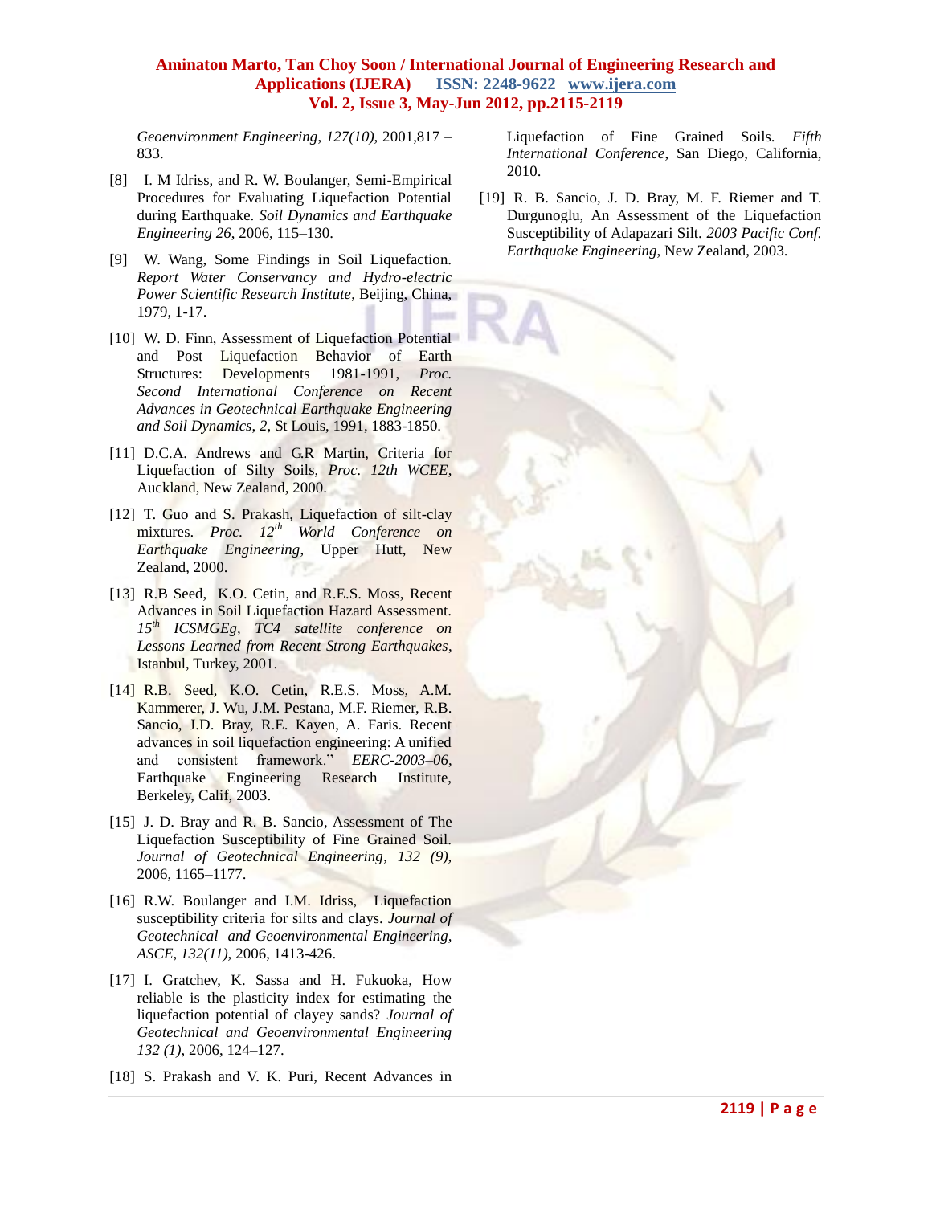*Geoenvironment Engineering*, *127(10),* 2001,817 – 833.

[8] I. M Idriss, and R. W. Boulanger, Semi-Empirical Procedures for Evaluating Liquefaction Potential during Earthquake. *Soil Dynamics and Earthquake Engineering 26*, 2006, 115–130.

[9] W. Wang, Some Findings in Soil Liquefaction. *Report Water Conservancy and Hydro-electric Power Scientific Research Institute*, Beijing, China, 1979, 1-17.

[10] W. D. Finn, Assessment of Liquefaction Potential and Post Liquefaction Behavior of Earth Structures: Developments 1981-1991, *Proc. Second International Conference on Recent Advances in Geotechnical Earthquake Engineering and Soil Dynamics*, *2,* St Louis, 1991, 1883-1850.

[11] D.C.A. Andrews and G.R Martin, Criteria for Liquefaction of Silty Soils, *Proc. 12th WCEE*, Auckland, New Zealand, 2000.

[12] T. Guo and S. Prakash, Liquefaction of silt-clay mixtures. *Proc. 12th World Conference on Earthquake Engineering*, Upper Hutt, New Zealand, 2000.

[13] R.B Seed, K.O. Cetin, and R.E.S. Moss, Recent Advances in Soil Liquefaction Hazard Assessment. *15th ICSMGEg, TC4 satellite conference on Lessons Learned from Recent Strong Earthquakes*, Istanbul, Turkey, 2001.

[14] R.B. Seed, K.O. Cetin, R.E.S. Moss, A.M. Kammerer, J. Wu, J.M. Pestana, M.F. Riemer, R.B. Sancio, J.D. Bray, R.E. Kayen, A. Faris. Recent advances in soil liquefaction engineering: A unified and consistent framework." *EERC-2003–06*, Earthquake Engineering Research Institute, Berkeley, Calif, 2003.

[15] J. D. Bray and R. B. Sancio, Assessment of The Liquefaction Susceptibility of Fine Grained Soil. *Journal of Geotechnical Engineering*, *132 (9),* 2006, 1165–1177.

[16] R.W. Boulanger and I.M. Idriss, Liquefaction susceptibility criteria for silts and clays. *Journal of Geotechnical and Geoenvironmental Engineering, ASCE, 132(11),* 2006, 1413-426.

[17] I. Gratchev, K. Sassa and H. Fukuoka, How reliable is the plasticity index for estimating the liquefaction potential of clayey sands? *Journal of Geotechnical and Geoenvironmental Engineering 132 (1)*, 2006, 124–127.

[18] S. Prakash and V. K. Puri, Recent Advances in Liquefaction of Fine Grained Soils. *Fifth International Conference*, San Diego, California, 2010.

[19] R. B. Sancio, J. D. Bray, M. F. Riemer and T. Durgunoglu, An Assessment of the Liquefaction Susceptibility of Adapazari Silt. *2003 Pacific Conf. Earthquake Engineering*, New Zealand, 2003.